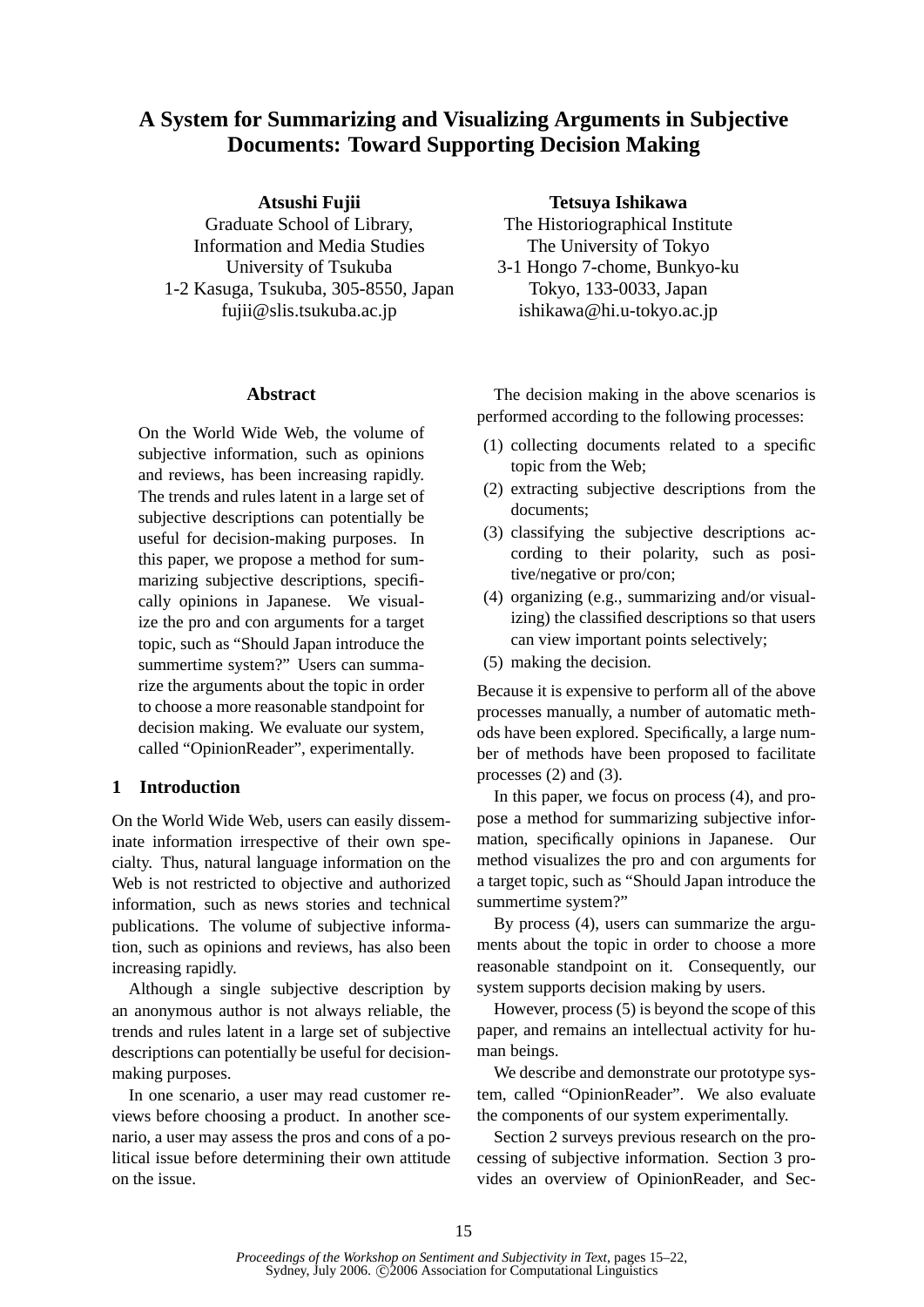# A System for Summarizing and Visualizing Arguments in Subjective Documents: Toward Supporting Decision Making

**Atsushi Fujii**
Graduate School of Library, Information and Media Studies
University of Tsukuba
1-2 Kasuga, Tsukuba, 305-8550, Japan
fujii@slis.tsukuba.ac.jp

**Tetsuya Ishikawa**
The Historiographical Institute
The University of Tokyo
3-1 Hongo 7-chome, Bunkyo-ku
Tokyo, 133-0033, Japan
ishikawa@hi.u-tokyo.ac.jp

## Abstract

On the World Wide Web, the volume of subjective information, such as opinions and reviews, has been increasing rapidly. The trends and rules latent in a large set of subjective descriptions can potentially be useful for decision-making purposes. In this paper, we propose a method for summarizing subjective descriptions, specifically opinions in Japanese. We visualize the pro and con arguments for a target topic, such as "Should Japan introduce the summertime system?" Users can summarize the arguments about the topic in order to choose a more reasonable standpoint for decision making. We evaluate our system, called "OpinionReader", experimentally.

## 1 Introduction

On the World Wide Web, users can easily disseminate information irrespective of their own specialty. Thus, natural language information on the Web is not restricted to objective and authorized information, such as news stories and technical publications. The volume of subjective information, such as opinions and reviews, has also been increasing rapidly.

Although a single subjective description by an anonymous author is not always reliable, the trends and rules latent in a large set of subjective descriptions can potentially be useful for decision-making purposes.

In one scenario, a user may read customer reviews before choosing a product. In another scenario, a user may assess the pros and cons of a political issue before determining their own attitude on the issue.

The decision making in the above scenarios is performed according to the following processes:

(1) collecting documents related to a specific topic from the Web;
(2) extracting subjective descriptions from the documents;
(3) classifying the subjective descriptions according to their polarity, such as positive/negative or pro/con;
(4) organizing (e.g., summarizing and/or visualizing) the classified descriptions so that users can view important points selectively;
(5) making the decision.

Because it is expensive to perform all of the above processes manually, a number of automatic methods have been explored. Specifically, a large number of methods have been proposed to facilitate processes (2) and (3).

In this paper, we focus on process (4), and propose a method for summarizing subjective information, specifically opinions in Japanese. Our method visualizes the pro and con arguments for a target topic, such as "Should Japan introduce the summertime system?"

By process (4), users can summarize the arguments about the topic in order to choose a more reasonable standpoint on it. Consequently, our system supports decision making by users.

However, process (5) is beyond the scope of this paper, and remains an intellectual activity for human beings.

We describe and demonstrate our prototype system, called "OpinionReader". We also evaluate the components of our system experimentally.

Section 2 surveys previous research on the processing of subjective information. Section 3 provides an overview of OpinionReader, and Sec-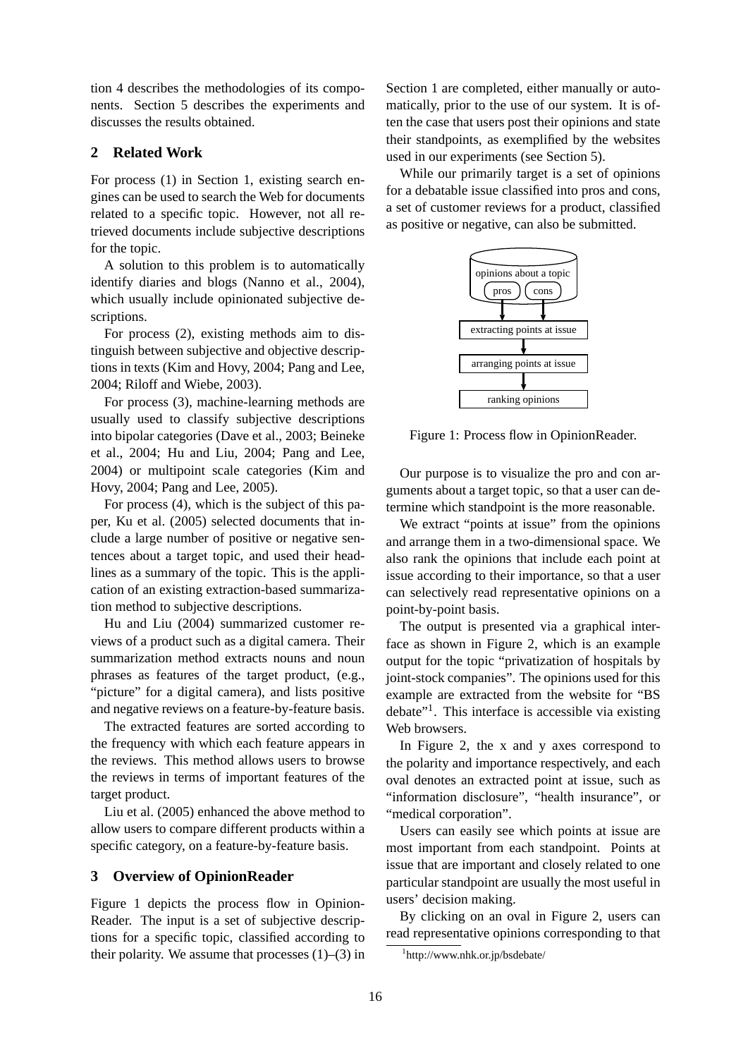tion 4 describes the methodologies of its components. Section 5 describes the experiments and discusses the results obtained.

## 2 Related Work

For process (1) in Section 1, existing search engines can be used to search the Web for documents related to a specific topic. However, not all retrieved documents include subjective descriptions for the topic.

A solution to this problem is to automatically identify diaries and blogs (Nanno et al., 2004), which usually include opinionated subjective descriptions.

For process (2), existing methods aim to distinguish between subjective and objective descriptions in texts (Kim and Hovy, 2004; Pang and Lee, 2004; Riloff and Wiebe, 2003).

For process (3), machine-learning methods are usually used to classify subjective descriptions into bipolar categories (Dave et al., 2003; Beineke et al., 2004; Hu and Liu, 2004; Pang and Lee, 2004) or multipoint scale categories (Kim and Hovy, 2004; Pang and Lee, 2005).

For process (4), which is the subject of this paper, Ku et al. (2005) selected documents that include a large number of positive or negative sentences about a target topic, and used their headlines as a summary of the topic. This is the application of an existing extraction-based summarization method to subjective descriptions.

Hu and Liu (2004) summarized customer reviews of a product such as a digital camera. Their summarization method extracts nouns and noun phrases as features of the target product, (e.g., "picture" for a digital camera), and lists positive and negative reviews on a feature-by-feature basis.

The extracted features are sorted according to the frequency with which each feature appears in the reviews. This method allows users to browse the reviews in terms of important features of the target product.

Liu et al. (2005) enhanced the above method to allow users to compare different products within a specific category, on a feature-by-feature basis.

## 3 Overview of OpinionReader

Figure 1 depicts the process flow in OpinionReader. The input is a set of subjective descriptions for a specific topic, classified according to their polarity. We assume that processes (1)–(3) in Section 1 are completed, either manually or automatically, prior to the use of our system. It is often the case that users post their opinions and state their standpoints, as exemplified by the websites used in our experiments (see Section 5).

While our primarily target is a set of opinions for a debatable issue classified into pros and cons, a set of customer reviews for a product, classified as positive or negative, can also be submitted.

opinions about a topic
pros | cons
↓
extracting points at issue
↓
arranging points at issue
↓
ranking opinions

Figure 1: Process flow in OpinionReader.

Our purpose is to visualize the pro and con arguments about a target topic, so that a user can determine which standpoint is the more reasonable.

We extract "points at issue" from the opinions and arrange them in a two-dimensional space. We also rank the opinions that include each point at issue according to their importance, so that a user can selectively read representative opinions on a point-by-point basis.

The output is presented via a graphical interface as shown in Figure 2, which is an example output for the topic "privatization of hospitals by joint-stock companies". The opinions used for this example are extracted from the website for "BS debate"[1]. This interface is accessible via existing Web browsers.

In Figure 2, the x and y axes correspond to the polarity and importance respectively, and each oval denotes an extracted point at issue, such as "information disclosure", "health insurance", or "medical corporation".

Users can easily see which points at issue are most important from each standpoint. Points at issue that are important and closely related to one particular standpoint are usually the most useful in users' decision making.

By clicking on an oval in Figure 2, users can read representative opinions corresponding to that

[1] http://www.nhk.or.jp/bsdebate/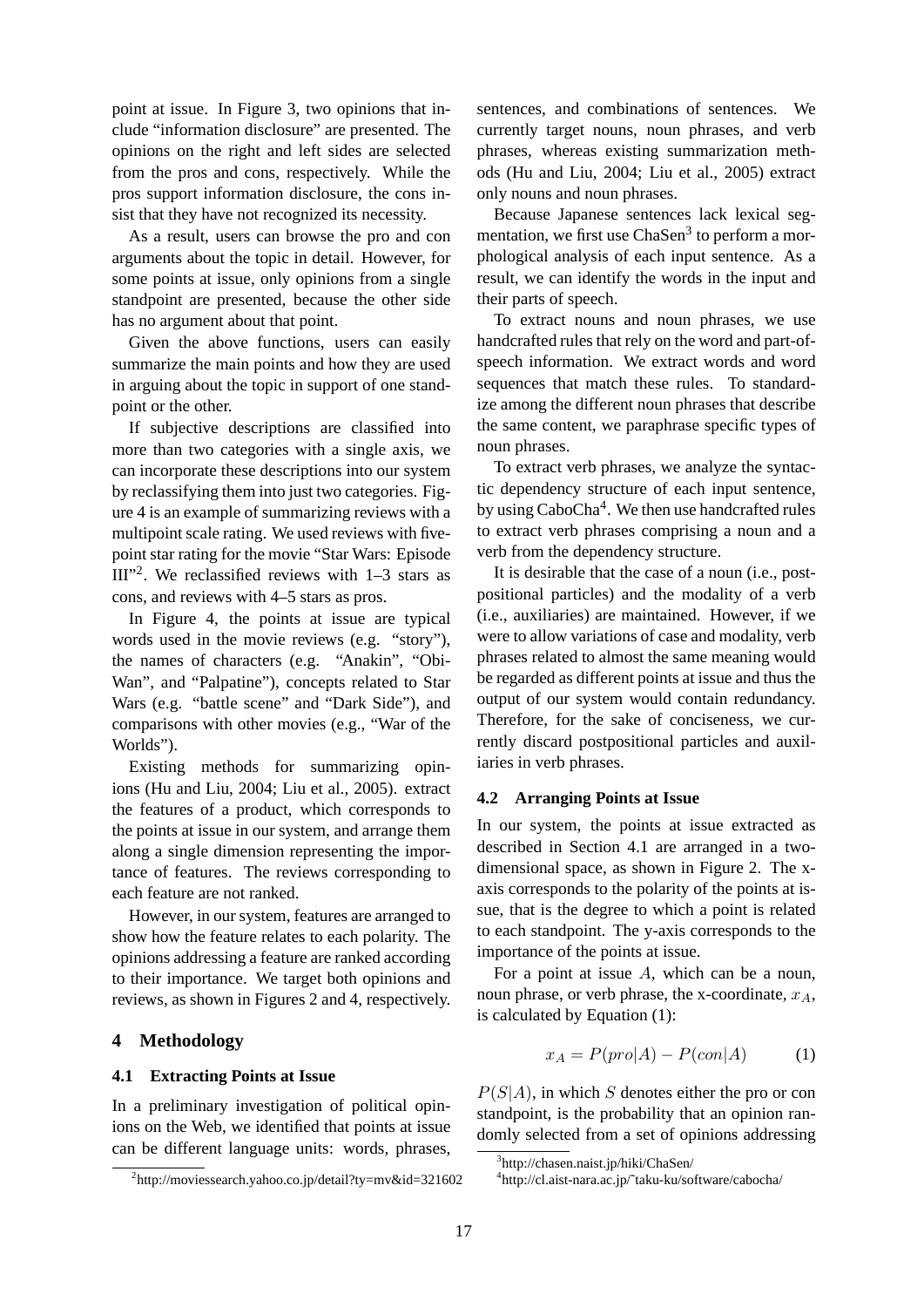point at issue. In Figure 3, two opinions that include "information disclosure" are presented. The opinions on the right and left sides are selected from the pros and cons, respectively. While the pros support information disclosure, the cons insist that they have not recognized its necessity.

As a result, users can browse the pro and con arguments about the topic in detail. However, for some points at issue, only opinions from a single standpoint are presented, because the other side has no argument about that point.

Given the above functions, users can easily summarize the main points and how they are used in arguing about the topic in support of one standpoint or the other.

If subjective descriptions are classified into more than two categories with a single axis, we can incorporate these descriptions into our system by reclassifying them into just two categories. Figure 4 is an example of summarizing reviews with a multipoint scale rating. We used reviews with five-point star rating for the movie "Star Wars: Episode III"[2]. We reclassified reviews with 1–3 stars as cons, and reviews with 4–5 stars as pros.

In Figure 4, the points at issue are typical words used in the movie reviews (e.g. "story"), the names of characters (e.g. "Anakin", "Obi-Wan", and "Palpatine"), concepts related to Star Wars (e.g. "battle scene" and "Dark Side"), and comparisons with other movies (e.g., "War of the Worlds").

Existing methods for summarizing opinions (Hu and Liu, 2004; Liu et al., 2005). extract the features of a product, which corresponds to the points at issue in our system, and arrange them along a single dimension representing the importance of features. The reviews corresponding to each feature are not ranked.

However, in our system, features are arranged to show how the feature relates to each polarity. The opinions addressing a feature are ranked according to their importance. We target both opinions and reviews, as shown in Figures 2 and 4, respectively.

## 4 Methodology

### 4.1 Extracting Points at Issue

In a preliminary investigation of political opinions on the Web, we identified that points at issue can be different language units: words, phrases, sentences, and combinations of sentences. We currently target nouns, noun phrases, and verb phrases, whereas existing summarization methods (Hu and Liu, 2004; Liu et al., 2005) extract only nouns and noun phrases.

Because Japanese sentences lack lexical segmentation, we first use ChaSen[3] to perform a morphological analysis of each input sentence. As a result, we can identify the words in the input and their parts of speech.

To extract nouns and noun phrases, we use handcrafted rules that rely on the word and part-of-speech information. We extract words and word sequences that match these rules. To standardize among the different noun phrases that describe the same content, we paraphrase specific types of noun phrases.

To extract verb phrases, we analyze the syntactic dependency structure of each input sentence, by using CaboCha[4]. We then use handcrafted rules to extract verb phrases comprising a noun and a verb from the dependency structure.

It is desirable that the case of a noun (i.e., postpositional particles) and the modality of a verb (i.e., auxiliaries) are maintained. However, if we were to allow variations of case and modality, verb phrases related to almost the same meaning would be regarded as different points at issue and thus the output of our system would contain redundancy. Therefore, for the sake of conciseness, we currently discard postpositional particles and auxiliaries in verb phrases.

### 4.2 Arranging Points at Issue

In our system, the points at issue extracted as described in Section 4.1 are arranged in a two-dimensional space, as shown in Figure 2. The x-axis corresponds to the polarity of the points at issue, that is the degree to which a point is related to each standpoint. The y-axis corresponds to the importance of the points at issue.

For a point at issue $A$, which can be a noun, noun phrase, or verb phrase, the x-coordinate, $x_A$, is calculated by Equation (1):

$$x_A = P(pro|A) - P(con|A) \qquad (1)$$

$P(S|A)$, in which $S$ denotes either the pro or con standpoint, is the probability that an opinion randomly selected from a set of opinions addressing

[2]http://moviessearch.yahoo.co.jp/detail?ty=mv&id=321602

[3]http://chasen.naist.jp/hiki/ChaSen/

[4]http://cl.aist-nara.ac.jp/˜taku-ku/software/cabocha/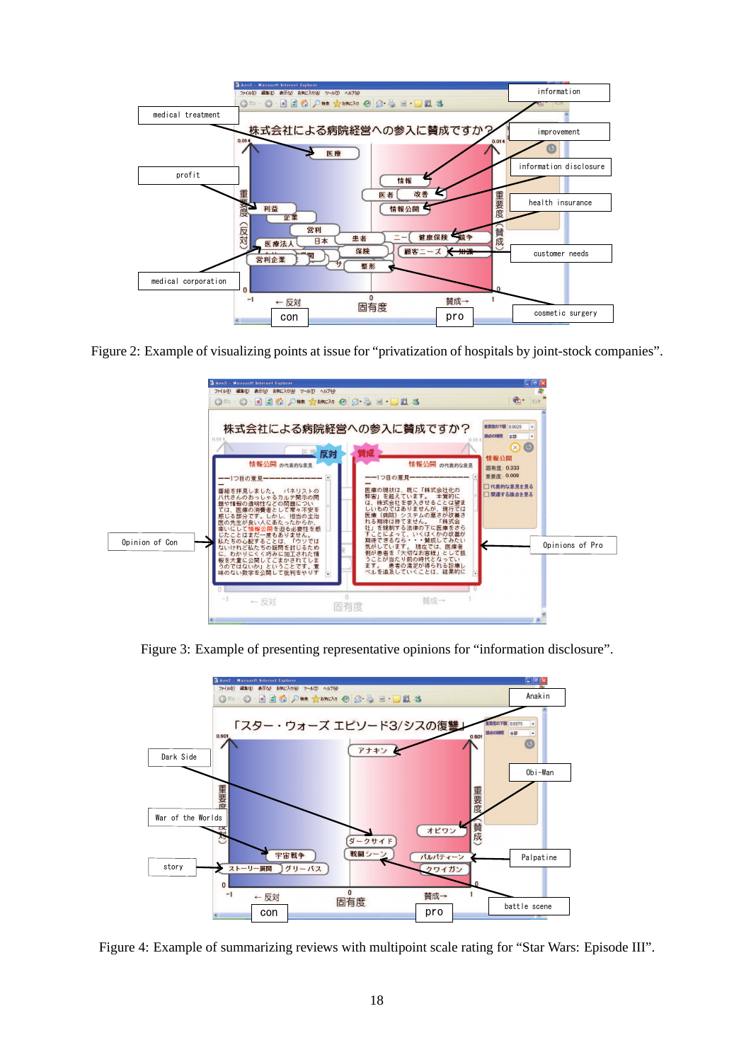Figure 2: Example of visualizing points at issue for “privatization of hospitals by joint-stock companies”.

Figure 3: Example of presenting representative opinions for “information disclosure”.

Figure 4: Example of summarizing reviews with multipoint scale rating for “Star Wars: Episode III”.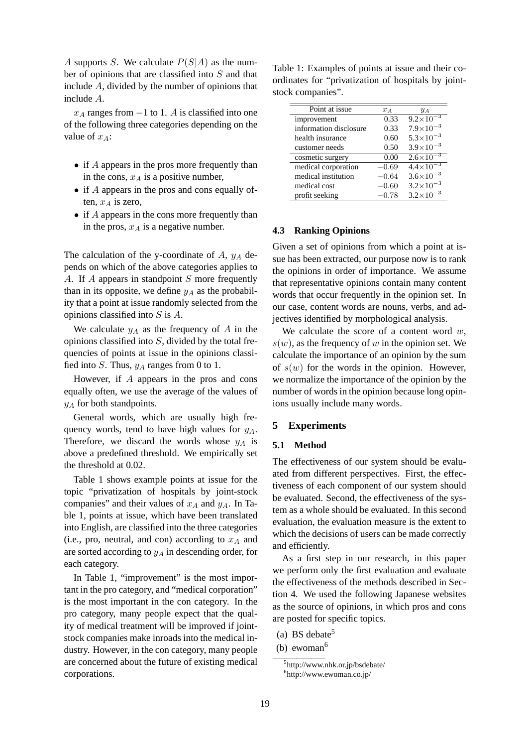$A$ supports $S$. We calculate $P(S|A)$ as the number of opinions that are classified into $S$ and that include $A$, divided by the number of opinions that include $A$.

$x_A$ ranges from $-1$ to 1. $A$ is classified into one of the following three categories depending on the value of $x_A$:

- if $A$ appears in the pros more frequently than in the cons, $x_A$ is a positive number,
- if $A$ appears in the pros and cons equally often, $x_A$ is zero,
- if $A$ appears in the cons more frequently than in the pros, $x_A$ is a negative number.

The calculation of the y-coordinate of $A$, $y_A$ depends on which of the above categories applies to $A$. If $A$ appears in standpoint $S$ more frequently than in its opposite, we define $y_A$ as the probability that a point at issue randomly selected from the opinions classified into $S$ is $A$.

We calculate $y_A$ as the frequency of $A$ in the opinions classified into $S$, divided by the total frequencies of points at issue in the opinions classified into $S$. Thus, $y_A$ ranges from 0 to 1.

However, if $A$ appears in the pros and cons equally often, we use the average of the values of $y_A$ for both standpoints.

General words, which are usually high frequency words, tend to have high values for $y_A$. Therefore, we discard the words whose $y_A$ is above a predefined threshold. We empirically set the threshold at 0.02.

Table 1 shows example points at issue for the topic "privatization of hospitals by joint-stock companies" and their values of $x_A$ and $y_A$. In Table 1, points at issue, which have been translated into English, are classified into the three categories (i.e., pro, neutral, and con) according to $x_A$ and are sorted according to $y_A$ in descending order, for each category.

In Table 1, "improvement" is the most important in the pro category, and "medical corporation" is the most important in the con category. In the pro category, many people expect that the quality of medical treatment will be improved if joint-stock companies make inroads into the medical industry. However, in the con category, many people are concerned about the future of existing medical corporations.

Table 1: Examples of points at issue and their coordinates for "privatization of hospitals by joint-stock companies".

| Point at issue | $x_A$ | $y_A$ |
|---|---|---|
| improvement | 0.33 | $9.2\times10^{-3}$ |
| information disclosure | 0.33 | $7.9\times10^{-3}$ |
| health insurance | 0.60 | $5.3\times10^{-3}$ |
| customer needs | 0.50 | $3.9\times10^{-3}$ |
| cosmetic surgery | 0.00 | $2.6\times10^{-3}$ |
| medical corporation | $-0.69$ | $4.4\times10^{-3}$ |
| medical institution | $-0.64$ | $3.6\times10^{-3}$ |
| medical cost | $-0.60$ | $3.2\times10^{-3}$ |
| profit seeking | $-0.78$ | $3.2\times10^{-3}$ |

### 4.3 Ranking Opinions

Given a set of opinions from which a point at issue has been extracted, our purpose now is to rank the opinions in order of importance. We assume that representative opinions contain many content words that occur frequently in the opinion set. In our case, content words are nouns, verbs, and adjectives identified by morphological analysis.

We calculate the score of a content word $w$, $s(w)$, as the frequency of $w$ in the opinion set. We calculate the importance of an opinion by the sum of $s(w)$ for the words in the opinion. However, we normalize the importance of the opinion by the number of words in the opinion because long opinions usually include many words.

## 5 Experiments

### 5.1 Method

The effectiveness of our system should be evaluated from different perspectives. First, the effectiveness of each component of our system should be evaluated. Second, the effectiveness of the system as a whole should be evaluated. In this second evaluation, the evaluation measure is the extent to which the decisions of users can be made correctly and efficiently.

As a first step in our research, in this paper we perform only the first evaluation and evaluate the effectiveness of the methods described in Section 4. We used the following Japanese websites as the source of opinions, in which pros and cons are posted for specific topics.

(a) BS debate[5]

(b) ewoman[6]

[5] http://www.nhk.or.jp/bsdebate/

[6] http://www.ewoman.co.jp/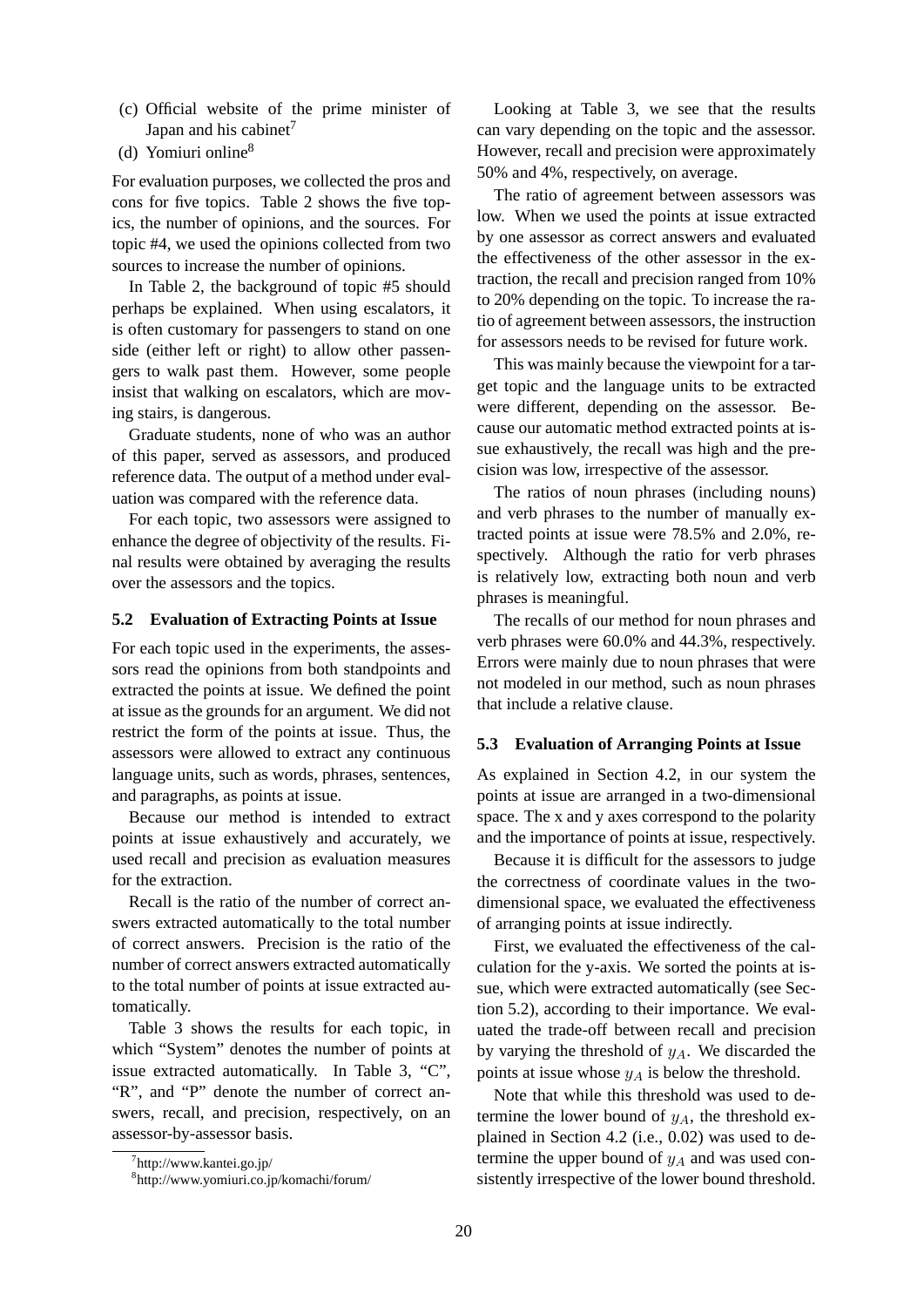(c) Official website of the prime minister of Japan and his cabinet[7]

(d) Yomiuri online[8]

For evaluation purposes, we collected the pros and cons for five topics. Table 2 shows the five topics, the number of opinions, and the sources. For topic #4, we used the opinions collected from two sources to increase the number of opinions.

In Table 2, the background of topic #5 should perhaps be explained. When using escalators, it is often customary for passengers to stand on one side (either left or right) to allow other passengers to walk past them. However, some people insist that walking on escalators, which are moving stairs, is dangerous.

Graduate students, none of who was an author of this paper, served as assessors, and produced reference data. The output of a method under evaluation was compared with the reference data.

For each topic, two assessors were assigned to enhance the degree of objectivity of the results. Final results were obtained by averaging the results over the assessors and the topics.

### 5.2 Evaluation of Extracting Points at Issue

For each topic used in the experiments, the assessors read the opinions from both standpoints and extracted the points at issue. We defined the point at issue as the grounds for an argument. We did not restrict the form of the points at issue. Thus, the assessors were allowed to extract any continuous language units, such as words, phrases, sentences, and paragraphs, as points at issue.

Because our method is intended to extract points at issue exhaustively and accurately, we used recall and precision as evaluation measures for the extraction.

Recall is the ratio of the number of correct answers extracted automatically to the total number of correct answers. Precision is the ratio of the number of correct answers extracted automatically to the total number of points at issue extracted automatically.

Table 3 shows the results for each topic, in which "System" denotes the number of points at issue extracted automatically. In Table 3, "C", "R", and "P" denote the number of correct answers, recall, and precision, respectively, on an assessor-by-assessor basis.

[7] http://www.kantei.go.jp/

[8] http://www.yomiuri.co.jp/komachi/forum/

Looking at Table 3, we see that the results can vary depending on the topic and the assessor. However, recall and precision were approximately 50% and 4%, respectively, on average.

The ratio of agreement between assessors was low. When we used the points at issue extracted by one assessor as correct answers and evaluated the effectiveness of the other assessor in the extraction, the recall and precision ranged from 10% to 20% depending on the topic. To increase the ratio of agreement between assessors, the instruction for assessors needs to be revised for future work.

This was mainly because the viewpoint for a target topic and the language units to be extracted were different, depending on the assessor. Because our automatic method extracted points at issue exhaustively, the recall was high and the precision was low, irrespective of the assessor.

The ratios of noun phrases (including nouns) and verb phrases to the number of manually extracted points at issue were 78.5% and 2.0%, respectively. Although the ratio for verb phrases is relatively low, extracting both noun and verb phrases is meaningful.

The recalls of our method for noun phrases and verb phrases were 60.0% and 44.3%, respectively. Errors were mainly due to noun phrases that were not modeled in our method, such as noun phrases that include a relative clause.

### 5.3 Evaluation of Arranging Points at Issue

As explained in Section 4.2, in our system the points at issue are arranged in a two-dimensional space. The x and y axes correspond to the polarity and the importance of points at issue, respectively.

Because it is difficult for the assessors to judge the correctness of coordinate values in the two-dimensional space, we evaluated the effectiveness of arranging points at issue indirectly.

First, we evaluated the effectiveness of the calculation for the y-axis. We sorted the points at issue, which were extracted automatically (see Section 5.2), according to their importance. We evaluated the trade-off between recall and precision by varying the threshold of $y_A$. We discarded the points at issue whose $y_A$ is below the threshold.

Note that while this threshold was used to determine the lower bound of $y_A$, the threshold explained in Section 4.2 (i.e., 0.02) was used to determine the upper bound of $y_A$ and was used consistently irrespective of the lower bound threshold.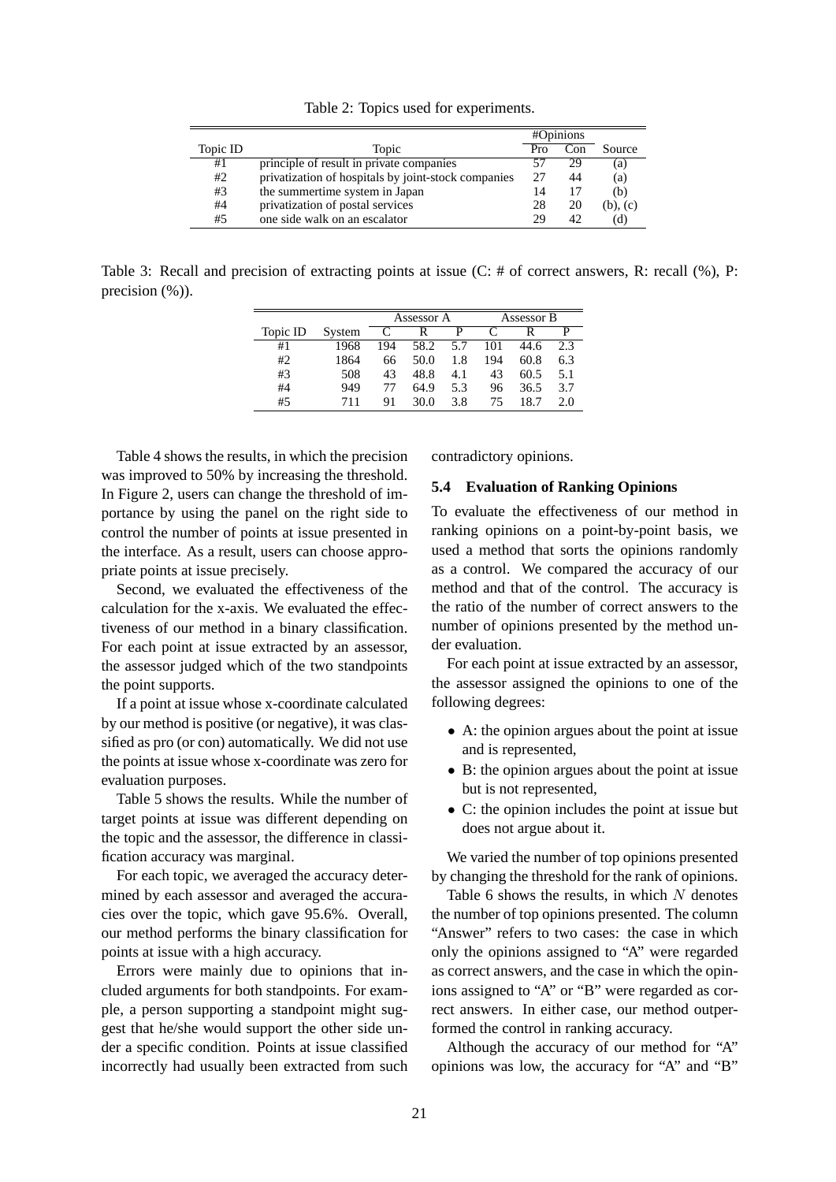Table 2: Topics used for experiments.

| Topic ID | Topic | #Opinions | | Source |
|---|---|---|---|---|
| | | Pro | Con | |
| #1 | principle of result in private companies | 57 | 29 | (a) |
| #2 | privatization of hospitals by joint-stock companies | 27 | 44 | (a) |
| #3 | the summertime system in Japan | 14 | 17 | (b) |
| #4 | privatization of postal services | 28 | 20 | (b), (c) |
| #5 | one side walk on an escalator | 29 | 42 | (d) |

Table 3: Recall and precision of extracting points at issue (C: # of correct answers, R: recall (%), P: precision (%)).

| Topic ID | System | Assessor A | | | Assessor B | | |
|---|---|---|---|---|---|---|---|
| | | C | R | P | C | R | P |
| #1 | 1968 | 194 | 58.2 | 5.7 | 101 | 44.6 | 2.3 |
| #2 | 1864 | 66 | 50.0 | 1.8 | 194 | 60.8 | 6.3 |
| #3 | 508 | 43 | 48.8 | 4.1 | 43 | 60.5 | 5.1 |
| #4 | 949 | 77 | 64.9 | 5.3 | 96 | 36.5 | 3.7 |
| #5 | 711 | 91 | 30.0 | 3.8 | 75 | 18.7 | 2.0 |

Table 4 shows the results, in which the precision was improved to 50% by increasing the threshold. In Figure 2, users can change the threshold of importance by using the panel on the right side to control the number of points at issue presented in the interface. As a result, users can choose appropriate points at issue precisely.

Second, we evaluated the effectiveness of the calculation for the x-axis. We evaluated the effectiveness of our method in a binary classification. For each point at issue extracted by an assessor, the assessor judged which of the two standpoints the point supports.

If a point at issue whose x-coordinate calculated by our method is positive (or negative), it was classified as pro (or con) automatically. We did not use the points at issue whose x-coordinate was zero for evaluation purposes.

Table 5 shows the results. While the number of target points at issue was different depending on the topic and the assessor, the difference in classification accuracy was marginal.

For each topic, we averaged the accuracy determined by each assessor and averaged the accuracies over the topic, which gave 95.6%. Overall, our method performs the binary classification for points at issue with a high accuracy.

Errors were mainly due to opinions that included arguments for both standpoints. For example, a person supporting a standpoint might suggest that he/she would support the other side under a specific condition. Points at issue classified incorrectly had usually been extracted from such contradictory opinions.

### 5.4 Evaluation of Ranking Opinions

To evaluate the effectiveness of our method in ranking opinions on a point-by-point basis, we used a method that sorts the opinions randomly as a control. We compared the accuracy of our method and that of the control. The accuracy is the ratio of the number of correct answers to the number of opinions presented by the method under evaluation.

For each point at issue extracted by an assessor, the assessor assigned the opinions to one of the following degrees:

- A: the opinion argues about the point at issue and is represented,
- B: the opinion argues about the point at issue but is not represented,
- C: the opinion includes the point at issue but does not argue about it.

We varied the number of top opinions presented by changing the threshold for the rank of opinions.

Table 6 shows the results, in which $N$ denotes the number of top opinions presented. The column "Answer" refers to two cases: the case in which only the opinions assigned to "A" were regarded as correct answers, and the case in which the opinions assigned to "A" or "B" were regarded as correct answers. In either case, our method outperformed the control in ranking accuracy.

Although the accuracy of our method for "A" opinions was low, the accuracy for "A" and "B"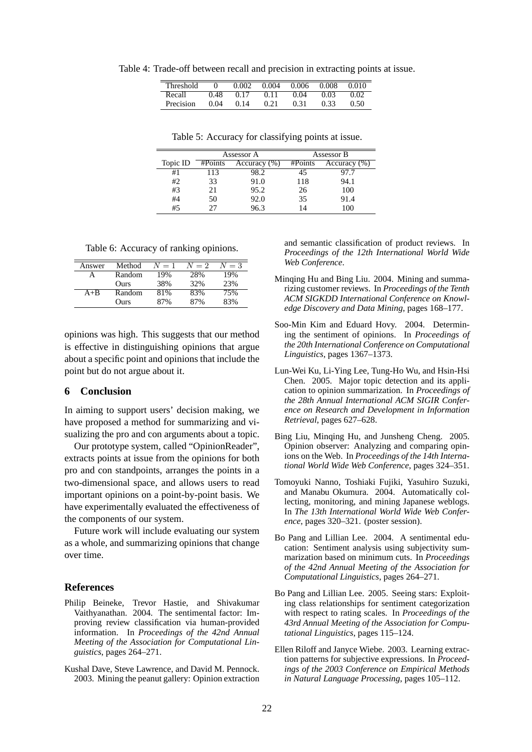Table 4: Trade-off between recall and precision in extracting points at issue.

| Threshold | 0 | 0.002 | 0.004 | 0.006 | 0.008 | 0.010 |
|---|---|---|---|---|---|---|
| Recall | 0.48 | 0.17 | 0.11 | 0.04 | 0.03 | 0.02 |
| Precision | 0.04 | 0.14 | 0.21 | 0.31 | 0.33 | 0.50 |

Table 5: Accuracy for classifying points at issue.

| | Assessor A | | Assessor B | |
|---|---|---|---|---|
| Topic ID | #Points | Accuracy (%) | #Points | Accuracy (%) |
| #1 | 113 | 98.2 | 45 | 97.7 |
| #2 | 33 | 91.0 | 118 | 94.1 |
| #3 | 21 | 95.2 | 26 | 100 |
| #4 | 50 | 92.0 | 35 | 91.4 |
| #5 | 27 | 96.3 | 14 | 100 |

Table 6: Accuracy of ranking opinions.

| Answer | Method | $N=1$ | $N=2$ | $N=3$ |
|---|---|---|---|---|
| A | Random | 19% | 28% | 19% |
| | Ours | 38% | 32% | 23% |
| A+B | Random | 81% | 83% | 75% |
| | Ours | 87% | 87% | 83% |

opinions was high. This suggests that our method is effective in distinguishing opinions that argue about a specific point and opinions that include the point but do not argue about it.

## 6 Conclusion

In aiming to support users' decision making, we have proposed a method for summarizing and visualizing the pro and con arguments about a topic.

Our prototype system, called "OpinionReader", extracts points at issue from the opinions for both pro and con standpoints, arranges the points in a two-dimensional space, and allows users to read important opinions on a point-by-point basis. We have experimentally evaluated the effectiveness of the components of our system.

Future work will include evaluating our system as a whole, and summarizing opinions that change over time.

## References

Philip Beineke, Trevor Hastie, and Shivakumar Vaithyanathan. 2004. The sentimental factor: Improving review classification via human-provided information. In *Proceedings of the 42nd Annual Meeting of the Association for Computational Linguistics*, pages 264–271.

Kushal Dave, Steve Lawrence, and David M. Pennock. 2003. Mining the peanut gallery: Opinion extraction and semantic classification of product reviews. In *Proceedings of the 12th International World Wide Web Conference*.

Minqing Hu and Bing Liu. 2004. Mining and summarizing customer reviews. In *Proceedings of the Tenth ACM SIGKDD International Conference on Knowledge Discovery and Data Mining*, pages 168–177.

Soo-Min Kim and Eduard Hovy. 2004. Determining the sentiment of opinions. In *Proceedings of the 20th International Conference on Computational Linguistics*, pages 1367–1373.

Lun-Wei Ku, Li-Ying Lee, Tung-Ho Wu, and Hsin-Hsi Chen. 2005. Major topic detection and its application to opinion summarization. In *Proceedings of the 28th Annual International ACM SIGIR Conference on Research and Development in Information Retrieval*, pages 627–628.

Bing Liu, Minqing Hu, and Junsheng Cheng. 2005. Opinion observer: Analyzing and comparing opinions on the Web. In *Proceedings of the 14th International World Wide Web Conference*, pages 324–351.

Tomoyuki Nanno, Toshiaki Fujiki, Yasuhiro Suzuki, and Manabu Okumura. 2004. Automatically collecting, monitoring, and mining Japanese weblogs. In *The 13th International World Wide Web Conference*, pages 320–321. (poster session).

Bo Pang and Lillian Lee. 2004. A sentimental education: Sentiment analysis using subjectivity summarization based on minimum cuts. In *Proceedings of the 42nd Annual Meeting of the Association for Computational Linguistics*, pages 264–271.

Bo Pang and Lillian Lee. 2005. Seeing stars: Exploiting class relationships for sentiment categorization with respect to rating scales. In *Proceedings of the 43rd Annual Meeting of the Association for Computational Linguistics*, pages 115–124.

Ellen Riloff and Janyce Wiebe. 2003. Learning extraction patterns for subjective expressions. In *Proceedings of the 2003 Conference on Empirical Methods in Natural Language Processing*, pages 105–112.